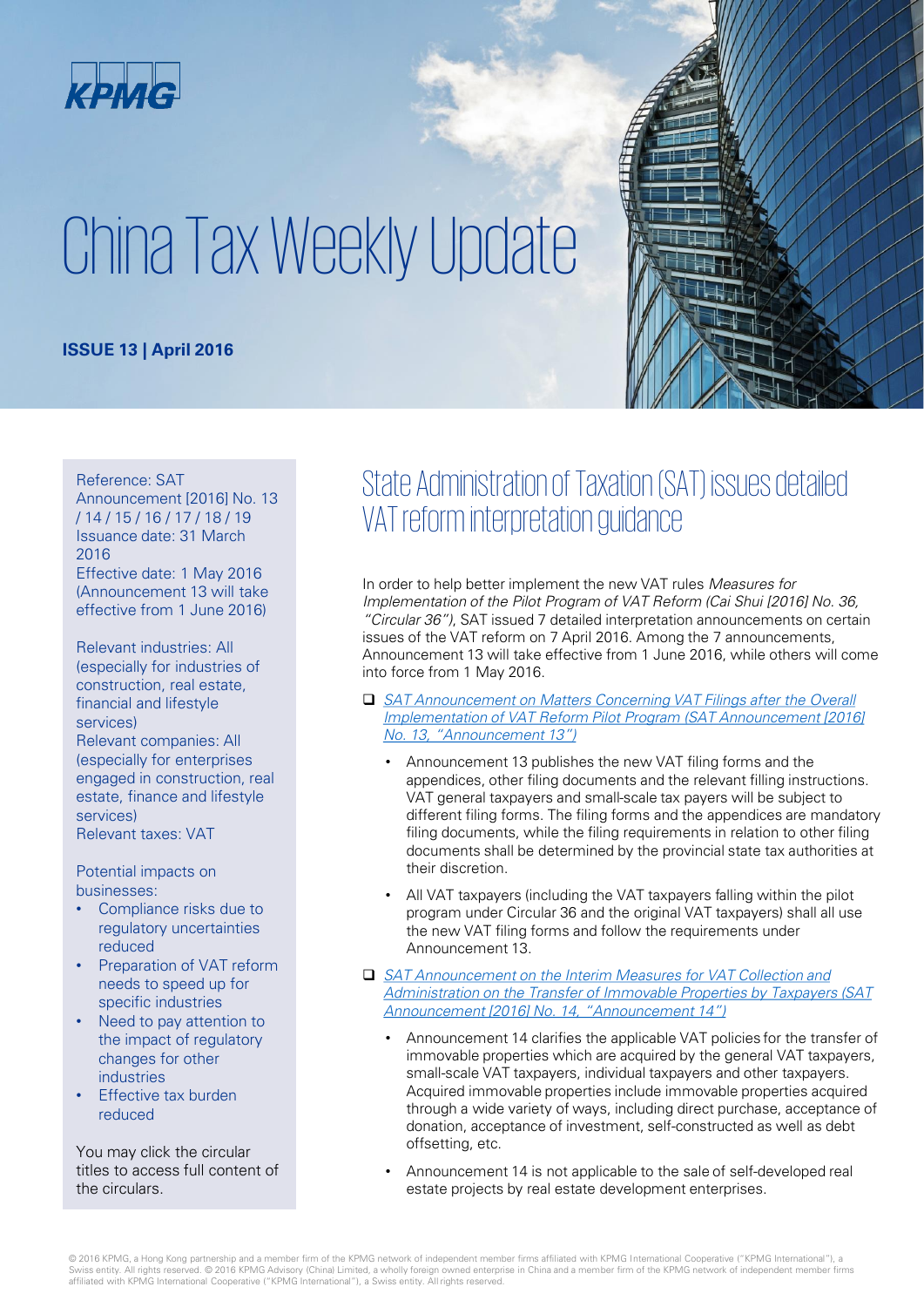KPMG

# China Tax Weekly Update

**ISSUE 13 | April 2016**

Reference: SAT Announcement [2016] No. 13 / 14 / 15 / 16 / 17 / 18 / 19
Issuance date: 31 March 2016
Effective date: 1 May 2016 (Announcement 13 will take effective from 1 June 2016)

Relevant industries: All (especially for industries of construction, real estate, financial and lifestyle services)
Relevant companies: All (especially for enterprises engaged in construction, real estate, finance and lifestyle services)
Relevant taxes: VAT

Potential impacts on businesses:

- Compliance risks due to regulatory uncertainties reduced
- Preparation of VAT reform needs to speed up for specific industries
- Need to pay attention to the impact of regulatory changes for other industries
- Effective tax burden reduced

You may click the circular titles to access full content of the circulars.

## State Administration of Taxation (SAT) issues detailed VAT reform interpretation guidance

In order to help better implement the new VAT rules *Measures for Implementation of the Pilot Program of VAT Reform (Cai Shui [2016] No. 36, "Circular 36")*, SAT issued 7 detailed interpretation announcements on certain issues of the VAT reform on 7 April 2016. Among the 7 announcements, Announcement 13 will take effective from 1 June 2016, while others will come into force from 1 May 2016.

- *SAT Announcement on Matters Concerning VAT Filings after the Overall Implementation of VAT Reform Pilot Program (SAT Announcement [2016] No. 13, "Announcement 13")*
  - Announcement 13 publishes the new VAT filing forms and the appendices, other filing documents and the relevant filling instructions. VAT general taxpayers and small-scale tax payers will be subject to different filing forms. The filing forms and the appendices are mandatory filing documents, while the filing requirements in relation to other filing documents shall be determined by the provincial state tax authorities at their discretion.
  - All VAT taxpayers (including the VAT taxpayers falling within the pilot program under Circular 36 and the original VAT taxpayers) shall all use the new VAT filing forms and follow the requirements under Announcement 13.
- *SAT Announcement on the Interim Measures for VAT Collection and Administration on the Transfer of Immovable Properties by Taxpayers (SAT Announcement [2016] No. 14, "Announcement 14")*
  - Announcement 14 clarifies the applicable VAT policies for the transfer of immovable properties which are acquired by the general VAT taxpayers, small-scale VAT taxpayers, individual taxpayers and other taxpayers. Acquired immovable properties include immovable properties acquired through a wide variety of ways, including direct purchase, acceptance of donation, acceptance of investment, self-constructed as well as debt offsetting, etc.
  - Announcement 14 is not applicable to the sale of self-developed real estate projects by real estate development enterprises.

© 2016 KPMG, a Hong Kong partnership and a member firm of the KPMG network of independent member firms affiliated with KPMG International Cooperative ("KPMG International"), a Swiss entity. All rights reserved. © 2016 KPMG Advisory (China) Limited, a wholly foreign owned enterprise in China and a member firm of the KPMG network of independent member firms affiliated with KPMG International Cooperative ("KPMG International"), a Swiss entity. All rights reserved.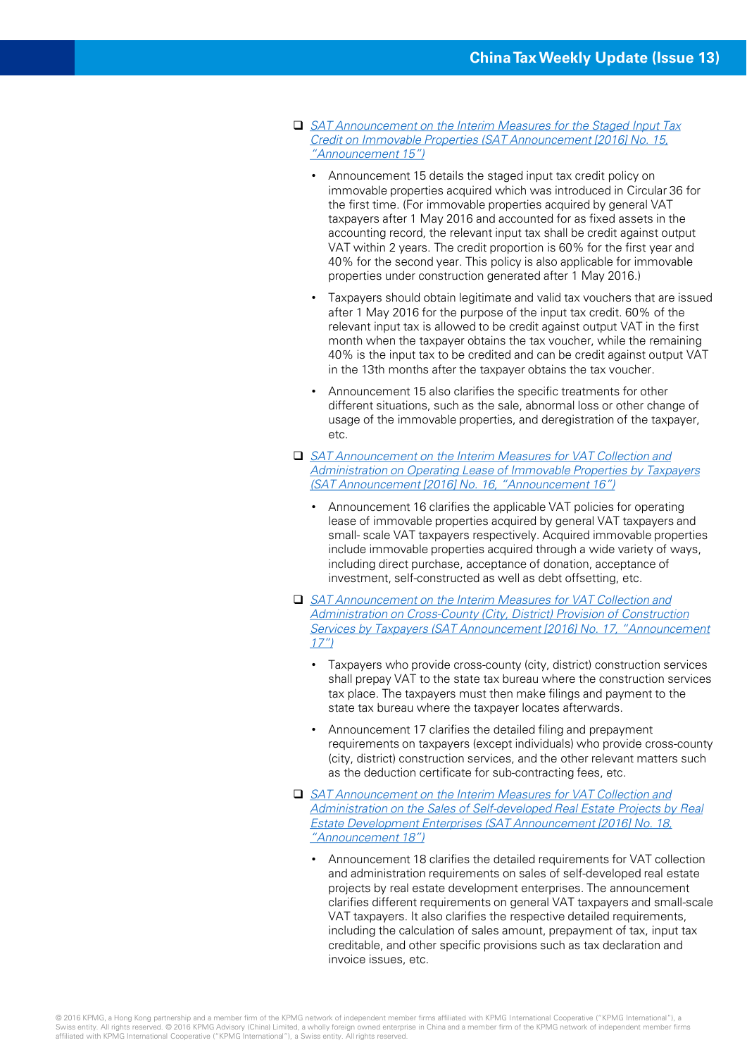- *SAT Announcement on the Interim Measures for the Staged Input Tax Credit on Immovable Properties (SAT Announcement [2016] No. 15, "Announcement 15")*

  - Announcement 15 details the staged input tax credit policy on immovable properties acquired which was introduced in Circular 36 for the first time. (For immovable properties acquired by general VAT taxpayers after 1 May 2016 and accounted for as fixed assets in the accounting record, the relevant input tax shall be credit against output VAT within 2 years. The credit proportion is 60% for the first year and 40% for the second year. This policy is also applicable for immovable properties under construction generated after 1 May 2016.)
  - Taxpayers should obtain legitimate and valid tax vouchers that are issued after 1 May 2016 for the purpose of the input tax credit. 60% of the relevant input tax is allowed to be credit against output VAT in the first month when the taxpayer obtains the tax voucher, while the remaining 40% is the input tax to be credited and can be credit against output VAT in the 13th months after the taxpayer obtains the tax voucher.
  - Announcement 15 also clarifies the specific treatments for other different situations, such as the sale, abnormal loss or other change of usage of the immovable properties, and deregistration of the taxpayer, etc.

- *SAT Announcement on the Interim Measures for VAT Collection and Administration on Operating Lease of Immovable Properties by Taxpayers (SAT Announcement [2016] No. 16, "Announcement 16")*

  - Announcement 16 clarifies the applicable VAT policies for operating lease of immovable properties acquired by general VAT taxpayers and small- scale VAT taxpayers respectively. Acquired immovable properties include immovable properties acquired through a wide variety of ways, including direct purchase, acceptance of donation, acceptance of investment, self-constructed as well as debt offsetting, etc.

- *SAT Announcement on the Interim Measures for VAT Collection and Administration on Cross-County (City, District) Provision of Construction Services by Taxpayers (SAT Announcement [2016] No. 17, "Announcement 17")*

  - Taxpayers who provide cross-county (city, district) construction services shall prepay VAT to the state tax bureau where the construction services tax place. The taxpayers must then make filings and payment to the state tax bureau where the taxpayer locates afterwards.
  - Announcement 17 clarifies the detailed filing and prepayment requirements on taxpayers (except individuals) who provide cross-county (city, district) construction services, and the other relevant matters such as the deduction certificate for sub-contracting fees, etc.

- *SAT Announcement on the Interim Measures for VAT Collection and Administration on the Sales of Self-developed Real Estate Projects by Real Estate Development Enterprises (SAT Announcement [2016] No. 18, "Announcement 18")*

  - Announcement 18 clarifies the detailed requirements for VAT collection and administration requirements on sales of self-developed real estate projects by real estate development enterprises. The announcement clarifies different requirements on general VAT taxpayers and small-scale VAT taxpayers. It also clarifies the respective detailed requirements, including the calculation of sales amount, prepayment of tax, input tax creditable, and other specific provisions such as tax declaration and invoice issues, etc.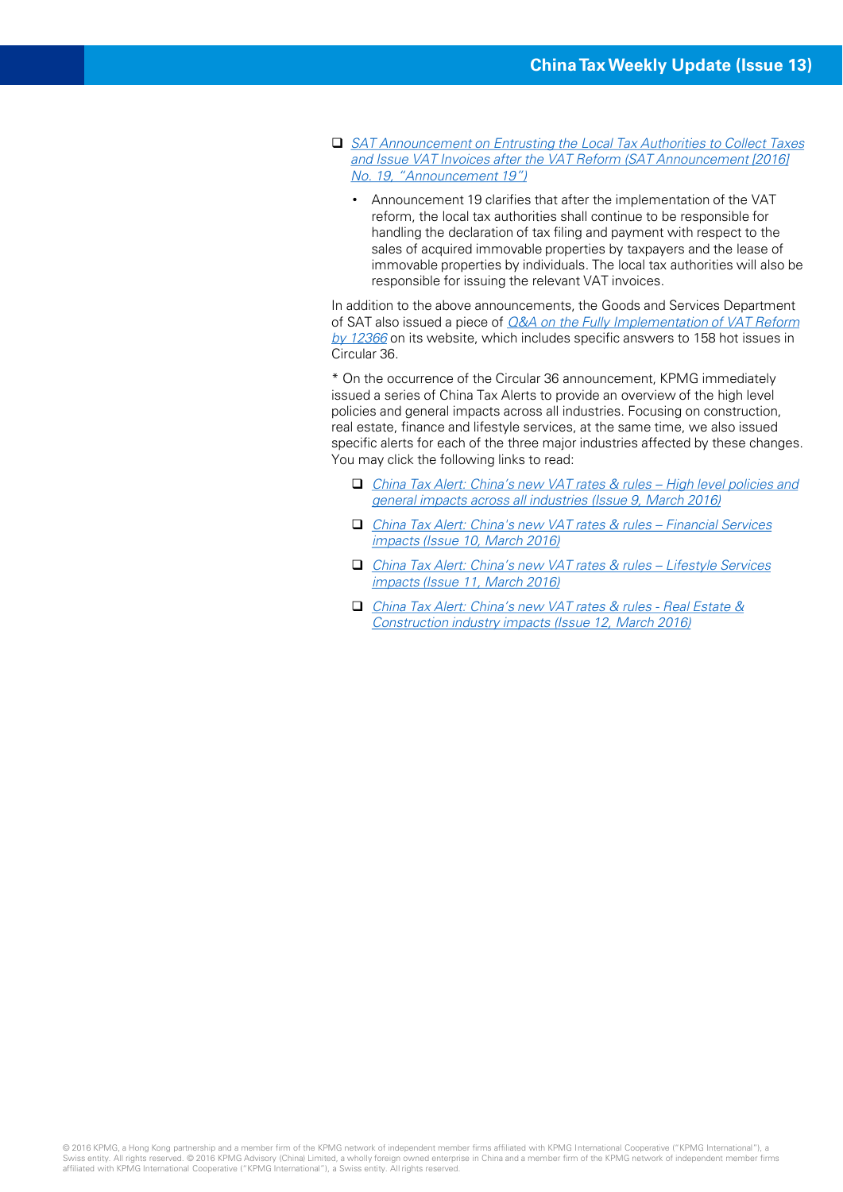- *SAT Announcement on Entrusting the Local Tax Authorities to Collect Taxes and Issue VAT Invoices after the VAT Reform (SAT Announcement [2016] No. 19, "Announcement 19")*
  - Announcement 19 clarifies that after the implementation of the VAT reform, the local tax authorities shall continue to be responsible for handling the declaration of tax filing and payment with respect to the sales of acquired immovable properties by taxpayers and the lease of immovable properties by individuals. The local tax authorities will also be responsible for issuing the relevant VAT invoices.

In addition to the above announcements, the Goods and Services Department of SAT also issued a piece of *Q&A on the Fully Implementation of VAT Reform by 12366* on its website, which includes specific answers to 158 hot issues in Circular 36.

* On the occurrence of the Circular 36 announcement, KPMG immediately issued a series of China Tax Alerts to provide an overview of the high level policies and general impacts across all industries. Focusing on construction, real estate, finance and lifestyle services, at the same time, we also issued specific alerts for each of the three major industries affected by these changes. You may click the following links to read:

- *China Tax Alert: China's new VAT rates & rules – High level policies and general impacts across all industries (Issue 9, March 2016)*
- *China Tax Alert: China's new VAT rates & rules – Financial Services impacts (Issue 10, March 2016)*
- *China Tax Alert: China's new VAT rates & rules – Lifestyle Services impacts (Issue 11, March 2016)*
- *China Tax Alert: China's new VAT rates & rules - Real Estate & Construction industry impacts (Issue 12, March 2016)*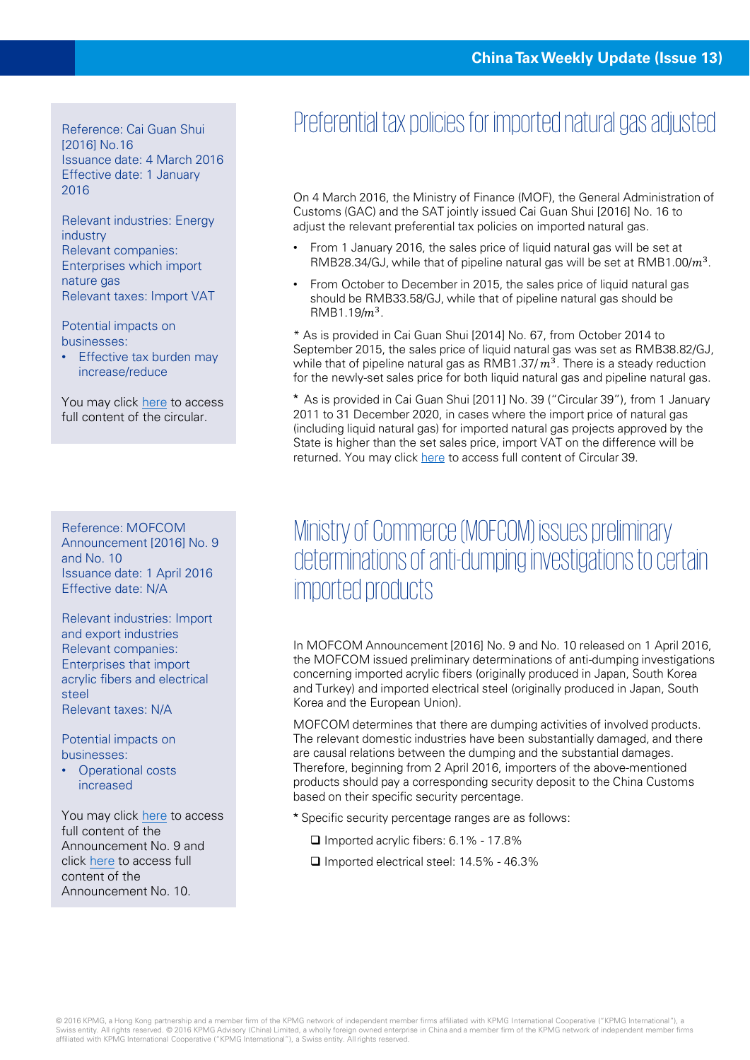Reference: Cai Guan Shui [2016] No.16
Issuance date: 4 March 2016
Effective date: 1 January 2016

Relevant industries: Energy industry
Relevant companies: Enterprises which import nature gas
Relevant taxes: Import VAT

Potential impacts on businesses:

- Effective tax burden may increase/reduce

You may click here to access full content of the circular.

## Preferential tax policies for imported natural gas adjusted

On 4 March 2016, the Ministry of Finance (MOF), the General Administration of Customs (GAC) and the SAT jointly issued Cai Guan Shui [2016] No. 16 to adjust the relevant preferential tax policies on imported natural gas.

- From 1 January 2016, the sales price of liquid natural gas will be set at RMB28.34/GJ, while that of pipeline natural gas will be set at RMB1.00/$m^3$.
- From October to December in 2015, the sales price of liquid natural gas should be RMB33.58/GJ, while that of pipeline natural gas should be RMB1.19/$m^3$.

\* As is provided in Cai Guan Shui [2014] No. 67, from October 2014 to September 2015, the sales price of liquid natural gas was set as RMB38.82/GJ, while that of pipeline natural gas as RMB1.37/ $m^3$. There is a steady reduction for the newly-set sales price for both liquid natural gas and pipeline natural gas.

\* As is provided in Cai Guan Shui [2011] No. 39 ("Circular 39"), from 1 January 2011 to 31 December 2020, in cases where the import price of natural gas (including liquid natural gas) for imported natural gas projects approved by the State is higher than the set sales price, import VAT on the difference will be returned. You may click here to access full content of Circular 39.

Reference: MOFCOM Announcement [2016] No. 9 and No. 10
Issuance date: 1 April 2016
Effective date: N/A

Relevant industries: Import and export industries
Relevant companies: Enterprises that import acrylic fibers and electrical steel
Relevant taxes: N/A

Potential impacts on businesses:

- Operational costs increased

You may click here to access full content of the Announcement No. 9 and click here to access full content of the Announcement No. 10.

## Ministry of Commerce (MOFCOM) issues preliminary determinations of anti-dumping investigations to certain imported products

In MOFCOM Announcement [2016] No. 9 and No. 10 released on 1 April 2016, the MOFCOM issued preliminary determinations of anti-dumping investigations concerning imported acrylic fibers (originally produced in Japan, South Korea and Turkey) and imported electrical steel (originally produced in Japan, South Korea and the European Union).

MOFCOM determines that there are dumping activities of involved products. The relevant domestic industries have been substantially damaged, and there are causal relations between the dumping and the substantial damages. Therefore, beginning from 2 April 2016, importers of the above-mentioned products should pay a corresponding security deposit to the China Customs based on their specific security percentage.

\* Specific security percentage ranges are as follows:

- ❑ Imported acrylic fibers: 6.1% - 17.8%
- ❑ Imported electrical steel: 14.5% - 46.3%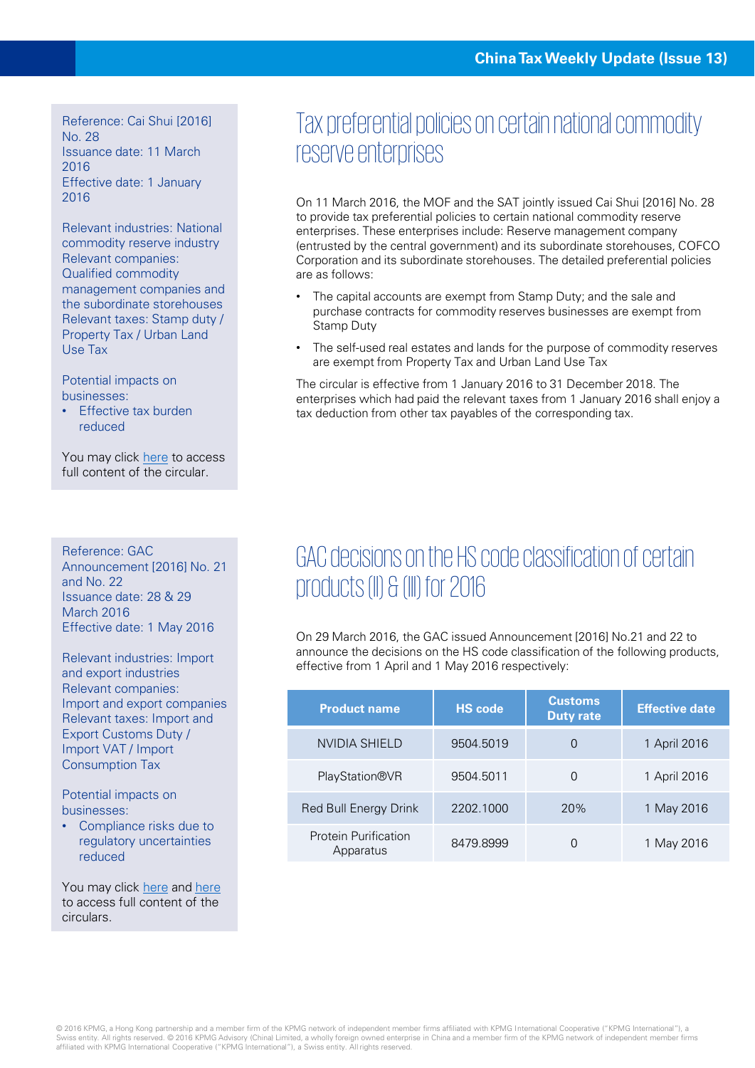Reference: Cai Shui [2016] No. 28
Issuance date: 11 March 2016
Effective date: 1 January 2016

Relevant industries: National commodity reserve industry
Relevant companies: Qualified commodity management companies and the subordinate storehouses
Relevant taxes: Stamp duty / Property Tax / Urban Land Use Tax

Potential impacts on businesses:

- Effective tax burden reduced

You may click here to access full content of the circular.

## Tax preferential policies on certain national commodity reserve enterprises

On 11 March 2016, the MOF and the SAT jointly issued Cai Shui [2016] No. 28 to provide tax preferential policies to certain national commodity reserve enterprises. These enterprises include: Reserve management company (entrusted by the central government) and its subordinate storehouses, COFCO Corporation and its subordinate storehouses. The detailed preferential policies are as follows:

- The capital accounts are exempt from Stamp Duty; and the sale and purchase contracts for commodity reserves businesses are exempt from Stamp Duty
- The self-used real estates and lands for the purpose of commodity reserves are exempt from Property Tax and Urban Land Use Tax

The circular is effective from 1 January 2016 to 31 December 2018. The enterprises which had paid the relevant taxes from 1 January 2016 shall enjoy a tax deduction from other tax payables of the corresponding tax.

Reference: GAC Announcement [2016] No. 21 and No. 22
Issuance date: 28 & 29 March 2016
Effective date: 1 May 2016

Relevant industries: Import and export industries
Relevant companies: Import and export companies
Relevant taxes: Import and Export Customs Duty / Import VAT / Import Consumption Tax

Potential impacts on businesses:

- Compliance risks due to regulatory uncertainties reduced

You may click here and here to access full content of the circulars.

## GAC decisions on the HS code classification of certain products (II) & (III) for 2016

On 29 March 2016, the GAC issued Announcement [2016] No.21 and 22 to announce the decisions on the HS code classification of the following products, effective from 1 April and 1 May 2016 respectively:

| Product name | HS code | Customs Duty rate | Effective date |
|---|---|---|---|
| NVIDIA SHIELD | 9504.5019 | 0 | 1 April 2016 |
| PlayStation®VR | 9504.5011 | 0 | 1 April 2016 |
| Red Bull Energy Drink | 2202.1000 | 20% | 1 May 2016 |
| Protein Purification Apparatus | 8479.8999 | 0 | 1 May 2016 |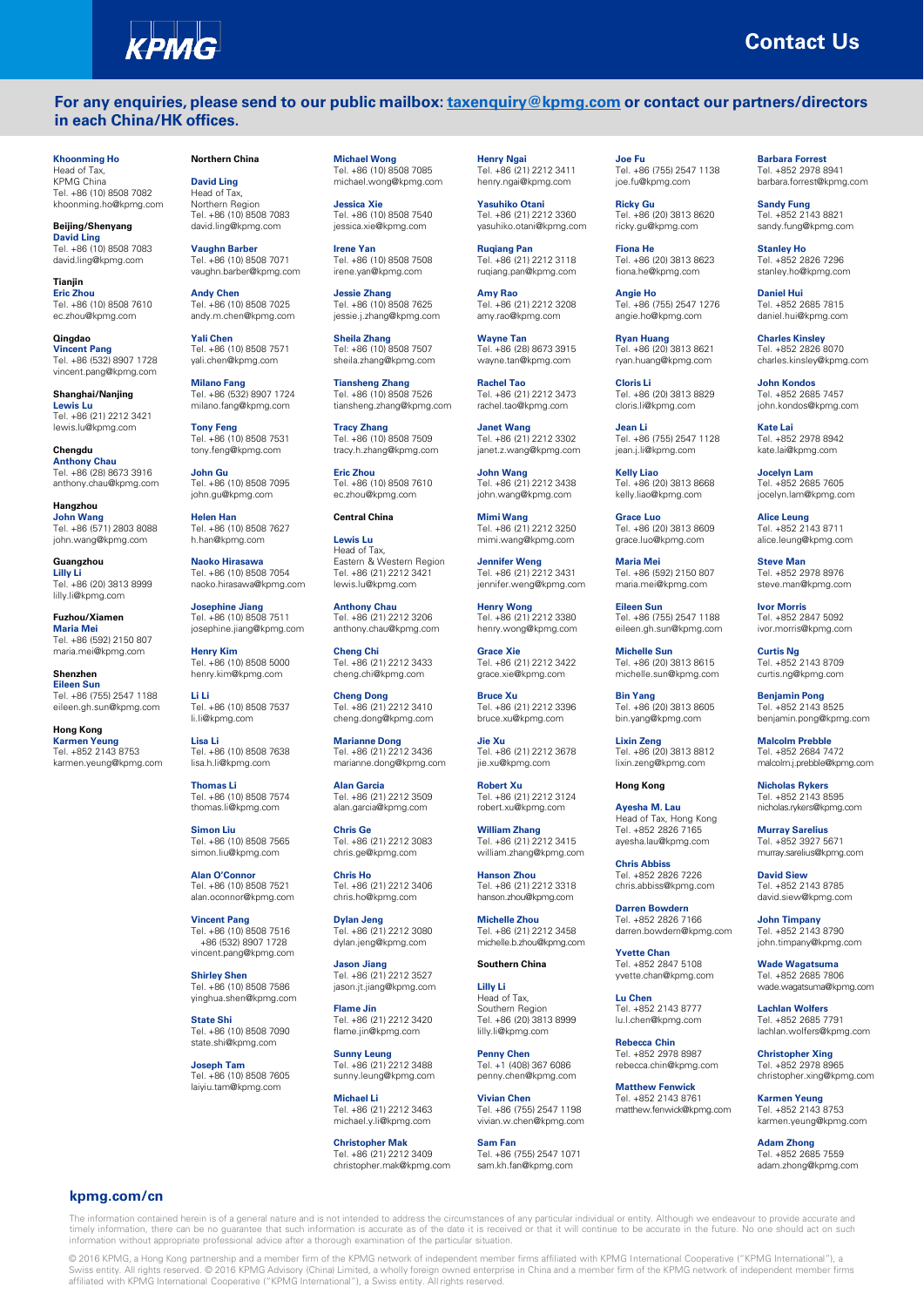# Contact Us

**For any enquiries, please send to our public mailbox: taxenquiry@kpmg.com or contact our partners/directors in each China/HK offices.**

**Khoonming Ho**
Head of Tax,
KPMG China
Tel. +86 (10) 8508 7082
khoonming.ho@kpmg.com

**Beijing/Shenyang**
**David Ling**
Tel. +86 (10) 8508 7083
david.ling@kpmg.com

**Tianjin**
**Eric Zhou**
Tel. +86 (10) 8508 7610
ec.zhou@kpmg.com

**Qingdao**
**Vincent Pang**
Tel. +86 (532) 8907 1728
vincent.pang@kpmg.com

**Shanghai/Nanjing**
**Lewis Lu**
Tel. +86 (21) 2212 3421
lewis.lu@kpmg.com

**Chengdu**
**Anthony Chau**
Tel. +86 (28) 8673 3916
anthony.chau@kpmg.com

**Hangzhou**
**John Wang**
Tel. +86 (571) 2803 8088
john.wang@kpmg.com

**Guangzhou**
**Lilly Li**
Tel. +86 (20) 3813 8999
lilly.li@kpmg.com

**Fuzhou/Xiamen**
**Maria Mei**
Tel. +86 (592) 2150 807
maria.mei@kpmg.com

**Shenzhen**
**Eileen Sun**
Tel. +86 (755) 2547 1188
eileen.gh.sun@kpmg.com

**Hong Kong**
**Karmen Yeung**
Tel. +852 2143 8753
karmen.yeung@kpmg.com

## Northern China

**David Ling**
Head of Tax,
Northern Region
Tel. +86 (10) 8508 7083
david.ling@kpmg.com

**Vaughn Barber**
Tel. +86 (10) 8508 7071
vaughn.barber@kpmg.com

**Andy Chen**
Tel. +86 (10) 8508 7025
andy.m.chen@kpmg.com

**Yali Chen**
Tel. +86 (10) 8508 7571
yali.chen@kpmg.com

**Milano Fang**
Tel. +86 (532) 8907 1724
milano.fang@kpmg.com

**Tony Feng**
Tel. +86 (10) 8508 7531
tony.feng@kpmg.com

**John Gu**
Tel. +86 (10) 8508 7095
john.gu@kpmg.com

**Helen Han**
Tel. +86 (10) 8508 7627
h.han@kpmg.com

**Naoko Hirasawa**
Tel. +86 (10) 8508 7054
naoko.hirasawa@kpmg.com

**Josephine Jiang**
Tel. +86 (10) 8508 7511
josephine.jiang@kpmg.com

**Henry Kim**
Tel. +86 (10) 8508 5000
henry.kim@kpmg.com

**Li Li**
Tel. +86 (10) 8508 7537
li.li@kpmg.com

**Lisa Li**
Tel. +86 (10) 8508 7638
lisa.h.li@kpmg.com

**Thomas Li**
Tel. +86 (10) 8508 7574
thomas.li@kpmg.com

**Simon Liu**
Tel. +86 (10) 8508 7565
simon.liu@kpmg.com

**Alan O'Connor**
Tel. +86 (10) 8508 7521
alan.oconnor@kpmg.com

**Vincent Pang**
Tel. +86 (10) 8508 7516
+86 (532) 8907 1728
vincent.pang@kpmg.com

**Shirley Shen**
Tel. +86 (10) 8508 7586
yinghua.shen@kpmg.com

**State Shi**
Tel. +86 (10) 8508 7090
state.shi@kpmg.com

**Joseph Tam**
Tel. +86 (10) 8508 7605
laiyiu.tam@kpmg.com

**Michael Wong**
Tel. +86 (10) 8508 7085
michael.wong@kpmg.com

**Jessica Xie**
Tel. +86 (10) 8508 7540
jessica.xie@kpmg.com

**Irene Yan**
Tel. +86 (10) 8508 7508
irene.yan@kpmg.com

**Jessie Zhang**
Tel. +86 (10) 8508 7625
jessie.j.zhang@kpmg.com

**Sheila Zhang**
Tel. +86 (10) 8508 7507
sheila.zhang@kpmg.com

**Tiansheng Zhang**
Tel. +86 (10) 8508 7526
tiansheng.zhang@kpmg.com

**Tracy Zhang**
Tel. +86 (10) 8508 7509
tracy.h.zhang@kpmg.com

**Eric Zhou**
Tel. +86 (10) 8508 7610
ec.zhou@kpmg.com

## Central China

**Lewis Lu**
Head of Tax,
Eastern & Western Region
Tel. +86 (21) 2212 3421
lewis.lu@kpmg.com

**Anthony Chau**
Tel. +86 (21) 2212 3206
anthony.chau@kpmg.com

**Cheng Chi**
Tel. +86 (21) 2212 3433
cheng.chi@kpmg.com

**Cheng Dong**
Tel. +86 (21) 2212 3410
cheng.dong@kpmg.com

**Marianne Dong**
Tel. +86 (21) 2212 3436
marianne.dong@kpmg.com

**Alan Garcia**
Tel. +86 (21) 2212 3509
alan.garcia@kpmg.com

**Chris Ge**
Tel. +86 (21) 2212 3083
chris.ge@kpmg.com

**Chris Ho**
Tel. +86 (21) 2212 3406
chris.ho@kpmg.com

**Dylan Jeng**
Tel. +86 (21) 2212 3080
dylan.jeng@kpmg.com

**Jason Jiang**
Tel. +86 (21) 2212 3527
jason.jt.jiang@kpmg.com

**Flame Jin**
Tel. +86 (21) 2212 3420
flame.jin@kpmg.com

**Sunny Leung**
Tel. +86 (21) 2212 3488
sunny.leung@kpmg.com

**Michael Li**
Tel. +86 (21) 2212 3463
michael.y.li@kpmg.com

**Christopher Mak**
Tel. +86 (21) 2212 3409
christopher.mak@kpmg.com

**Henry Ngai**
Tel. +86 (21) 2212 3411
henry.ngai@kpmg.com

**Yasuhiko Otani**
Tel. +86 (21) 2212 3360
yasuhiko.otani@kpmg.com

**Ruqiang Pan**
Tel. +86 (21) 2212 3118
ruqiang.pan@kpmg.com

**Amy Rao**
Tel. +86 (21) 2212 3208
amy.rao@kpmg.com

**Wayne Tan**
Tel. +86 (28) 8673 3915
wayne.tan@kpmg.com

**Rachel Tao**
Tel. +86 (21) 2212 3473
rachel.tao@kpmg.com

**Janet Wang**
Tel. +86 (21) 2212 3302
janet.z.wang@kpmg.com

**John Wang**
Tel. +86 (21) 2212 3438
john.wang@kpmg.com

**Mimi Wang**
Tel. +86 (21) 2212 3250
mimi.wang@kpmg.com

**Jennifer Weng**
Tel. +86 (21) 2212 3431
jennifer.weng@kpmg.com

**Henry Wong**
Tel. +86 (21) 2212 3380
henry.wong@kpmg.com

**Grace Xie**
Tel. +86 (21) 2212 3422
grace.xie@kpmg.com

**Bruce Xu**
Tel. +86 (21) 2212 3396
bruce.xu@kpmg.com

**Jie Xu**
Tel. +86 (21) 2212 3678
jie.xu@kpmg.com

**Robert Xu**
Tel. +86 (21) 2212 3124
robert.xu@kpmg.com

**William Zhang**
Tel. +86 (21) 2212 3415
william.zhang@kpmg.com

**Hanson Zhou**
Tel. +86 (21) 2212 3318
hanson.zhou@kpmg.com

**Michelle Zhou**
Tel. +86 (21) 2212 3458
michelle.b.zhou@kpmg.com

## Southern China

**Lilly Li**
Head of Tax,
Southern Region
Tel. +86 (20) 3813 8999
lilly.li@kpmg.com

**Penny Chen**
Tel. +1 (408) 367 6086
penny.chen@kpmg.com

**Vivian Chen**
Tel. +86 (755) 2547 1198
vivian.w.chen@kpmg.com

**Sam Fan**
Tel. +86 (755) 2547 1071
sam.kh.fan@kpmg.com

**Joe Fu**
Tel. +86 (755) 2547 1138
joe.fu@kpmg.com

**Ricky Gu**
Tel. +86 (20) 3813 8620
ricky.gu@kpmg.com

**Fiona He**
Tel. +86 (20) 3813 8623
fiona.he@kpmg.com

**Angie Ho**
Tel. +86 (755) 2547 1276
angie.ho@kpmg.com

**Ryan Huang**
Tel. +86 (20) 3813 8621
ryan.huang@kpmg.com

**Cloris Li**
Tel. +86 (20) 3813 8829
cloris.li@kpmg.com

**Jean Li**
Tel. +86 (755) 2547 1128
jean.j.li@kpmg.com

**Kelly Liao**
Tel. +86 (20) 3813 8668
kelly.liao@kpmg.com

**Grace Luo**
Tel. +86 (20) 3813 8609
grace.luo@kpmg.com

**Maria Mei**
Tel. +86 (592) 2150 807
maria.mei@kpmg.com

**Eileen Sun**
Tel. +86 (755) 2547 1188
eileen.gh.sun@kpmg.com

**Michelle Sun**
Tel. +86 (20) 3813 8615
michelle.sun@kpmg.com

**Bin Yang**
Tel. +86 (20) 3813 8605
bin.yang@kpmg.com

**Lixin Zeng**
Tel. +86 (20) 3813 8812
lixin.zeng@kpmg.com

## Hong Kong

**Ayesha M. Lau**
Head of Tax, Hong Kong
Tel. +852 2826 7165
ayesha.lau@kpmg.com

**Chris Abbiss**
Tel. +852 2826 7226
chris.abbiss@kpmg.com

**Darren Bowdern**
Tel. +852 2826 7166
darren.bowdern@kpmg.com

**Yvette Chan**
Tel. +852 2847 5108
yvette.chan@kpmg.com

**Lu Chen**
Tel. +852 2143 8777
lu.l.chen@kpmg.com

**Rebecca Chin**
Tel. +852 2978 8987
rebecca.chin@kpmg.com

**Matthew Fenwick**
Tel. +852 2143 8761
matthew.fenwick@kpmg.com

**Barbara Forrest**
Tel. +852 2978 8941
barbara.forrest@kpmg.com

**Sandy Fung**
Tel. +852 2143 8821
sandy.fung@kpmg.com

**Stanley Ho**
Tel. +852 2826 7296
stanley.ho@kpmg.com

**Daniel Hui**
Tel. +852 2685 7815
daniel.hui@kpmg.com

**Charles Kinsley**
Tel. +852 2826 8070
charles.kinsley@kpmg.com

**John Kondos**
Tel. +852 2685 7457
john.kondos@kpmg.com

**Kate Lai**
Tel. +852 2978 8942
kate.lai@kpmg.com

**Jocelyn Lam**
Tel. +852 2685 7605
jocelyn.lam@kpmg.com

**Alice Leung**
Tel. +852 2143 8711
alice.leung@kpmg.com

**Steve Man**
Tel. +852 2978 8976
steve.man@kpmg.com

**Ivor Morris**
Tel. +852 2847 5092
ivor.morris@kpmg.com

**Curtis Ng**
Tel. +852 2143 8709
curtis.ng@kpmg.com

**Benjamin Pong**
Tel. +852 2143 8525
benjamin.pong@kpmg.com

**Malcolm Prebble**
Tel. +852 2684 7472
malcolm.j.prebble@kpmg.com

**Nicholas Rykers**
Tel. +852 2143 8595
nicholas.rykers@kpmg.com

**Murray Sarelius**
Tel. +852 3927 5671
murray.sarelius@kpmg.com

**David Siew**
Tel. +852 2143 8785
david.siew@kpmg.com

**John Timpany**
Tel. +852 2143 8790
john.timpany@kpmg.com

**Wade Wagatsuma**
Tel. +852 2685 7806
wade.wagatsuma@kpmg.com

**Lachlan Wolfers**
Tel. +852 2685 7791
lachlan.wolfers@kpmg.com

**Christopher Xing**
Tel. +852 2978 8965
christopher.xing@kpmg.com

**Karmen Yeung**
Tel. +852 2143 8753
karmen.yeung@kpmg.com

**Adam Zhong**
Tel. +852 2685 7559
adam.zhong@kpmg.com

**kpmg.com/cn**

The information contained herein is of a general nature and is not intended to address the circumstances of any particular individual or entity. Although we endeavour to provide accurate and timely information, there can be no guarantee that such information is accurate as of the date it is received or that it will continue to be accurate in the future. No one should act on such information without appropriate professional advice after a thorough examination of the particular situation.

© 2016 KPMG, a Hong Kong partnership and a member firm of the KPMG network of independent member firms affiliated with KPMG International Cooperative ("KPMG International"), a Swiss entity. All rights reserved. © 2016 KPMG Advisory (China) Limited, a wholly foreign owned enterprise in China and a member firm of the KPMG network of independent member firms affiliated with KPMG International Cooperative ("KPMG International"), a Swiss entity. All rights reserved.